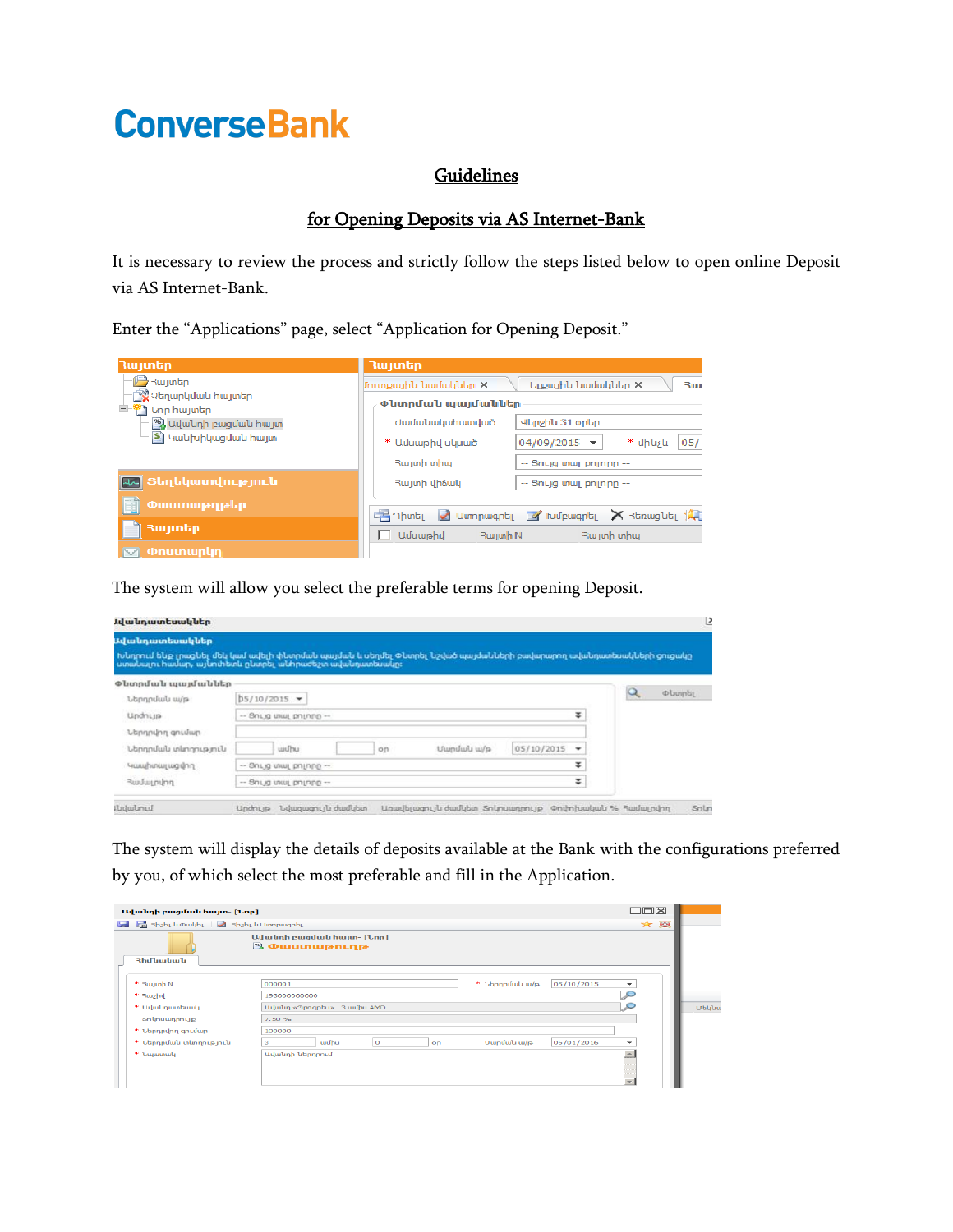ConverseBank

# Guidelines

## for Opening Deposits via AS Internet-Bank

It is necessary to review the process and strictly follow the steps listed below to open online Deposit via AS Internet-Bank.

Enter the "Applications" page, select "Application for Opening Deposit."

The system will allow you select the preferable terms for opening Deposit.

The system will display the details of deposits available at the Bank with the configurations preferred by you, of which select the most preferable and fill in the Application.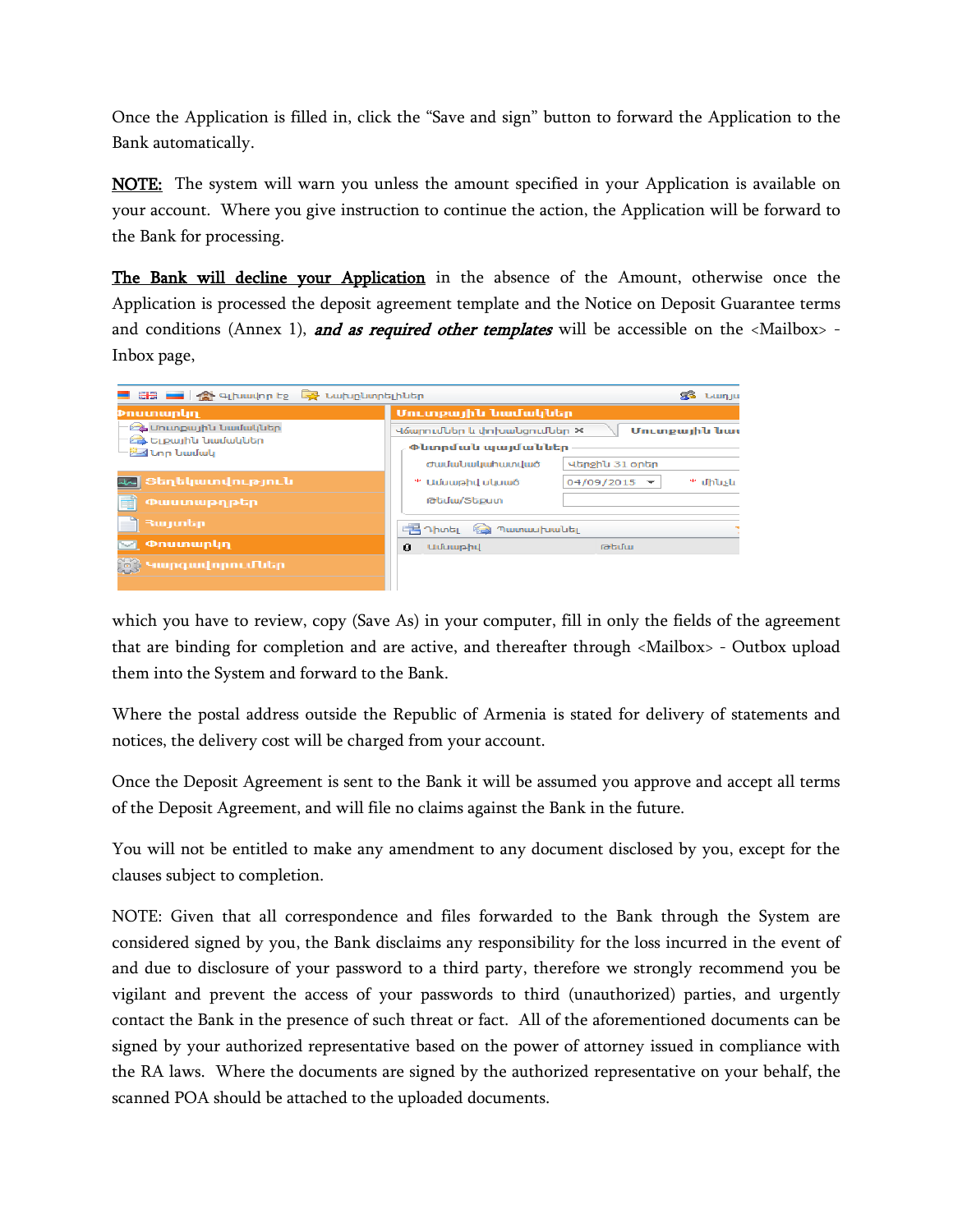Once the Application is filled in, click the “Save and sign” button to forward the Application to the Bank automatically.

<u>**NOTE:**</u> The system will warn you unless the amount specified in your Application is available on your account. Where you give instruction to continue the action, the Application will be forward to the Bank for processing.

<u>**The Bank will decline your Application**</u> in the absence of the Amount, otherwise once the Application is processed the deposit agreement template and the Notice on Deposit Guarantee terms and conditions (Annex 1), ***and as required other templates*** will be accessible on the <Mailbox> - Inbox page,

which you have to review, copy (Save As) in your computer, fill in only the fields of the agreement that are binding for completion and are active, and thereafter through <Mailbox> - Outbox upload them into the System and forward to the Bank.

Where the postal address outside the Republic of Armenia is stated for delivery of statements and notices, the delivery cost will be charged from your account.

Once the Deposit Agreement is sent to the Bank it will be assumed you approve and accept all terms of the Deposit Agreement, and will file no claims against the Bank in the future.

You will not be entitled to make any amendment to any document disclosed by you, except for the clauses subject to completion.

NOTE: Given that all correspondence and files forwarded to the Bank through the System are considered signed by you, the Bank disclaims any responsibility for the loss incurred in the event of and due to disclosure of your password to a third party, therefore we strongly recommend you be vigilant and prevent the access of your passwords to third (unauthorized) parties, and urgently contact the Bank in the presence of such threat or fact. All of the aforementioned documents can be signed by your authorized representative based on the power of attorney issued in compliance with the RA laws. Where the documents are signed by the authorized representative on your behalf, the scanned POA should be attached to the uploaded documents.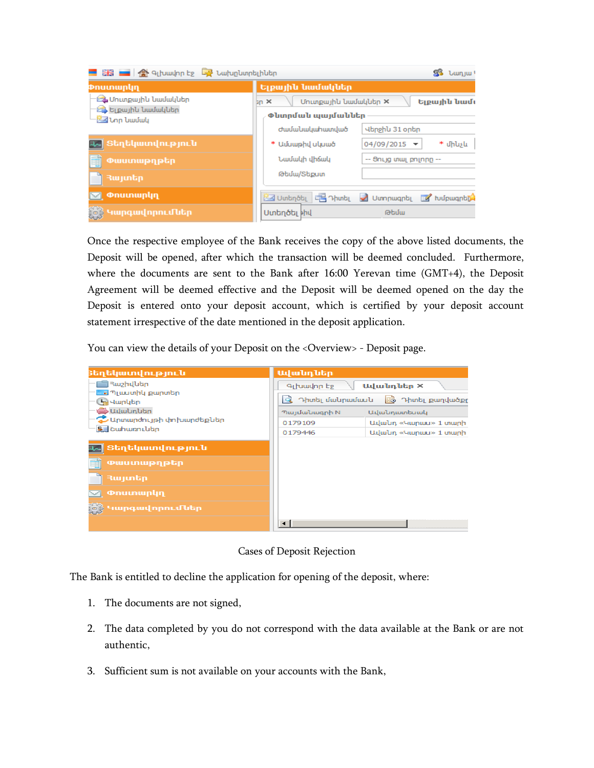Once the respective employee of the Bank receives the copy of the above listed documents, the Deposit will be opened, after which the transaction will be deemed concluded. Furthermore, where the documents are sent to the Bank after 16:00 Yerevan time (GMT+4), the Deposit Agreement will be deemed effective and the Deposit will be deemed opened on the day the Deposit is entered onto your deposit account, which is certified by your deposit account statement irrespective of the date mentioned in the deposit application.

You can view the details of your Deposit on the <Overview> - Deposit page.

Cases of Deposit Rejection

The Bank is entitled to decline the application for opening of the deposit, where:

1. The documents are not signed,
2. The data completed by you do not correspond with the data available at the Bank or are not authentic,
3. Sufficient sum is not available on your accounts with the Bank,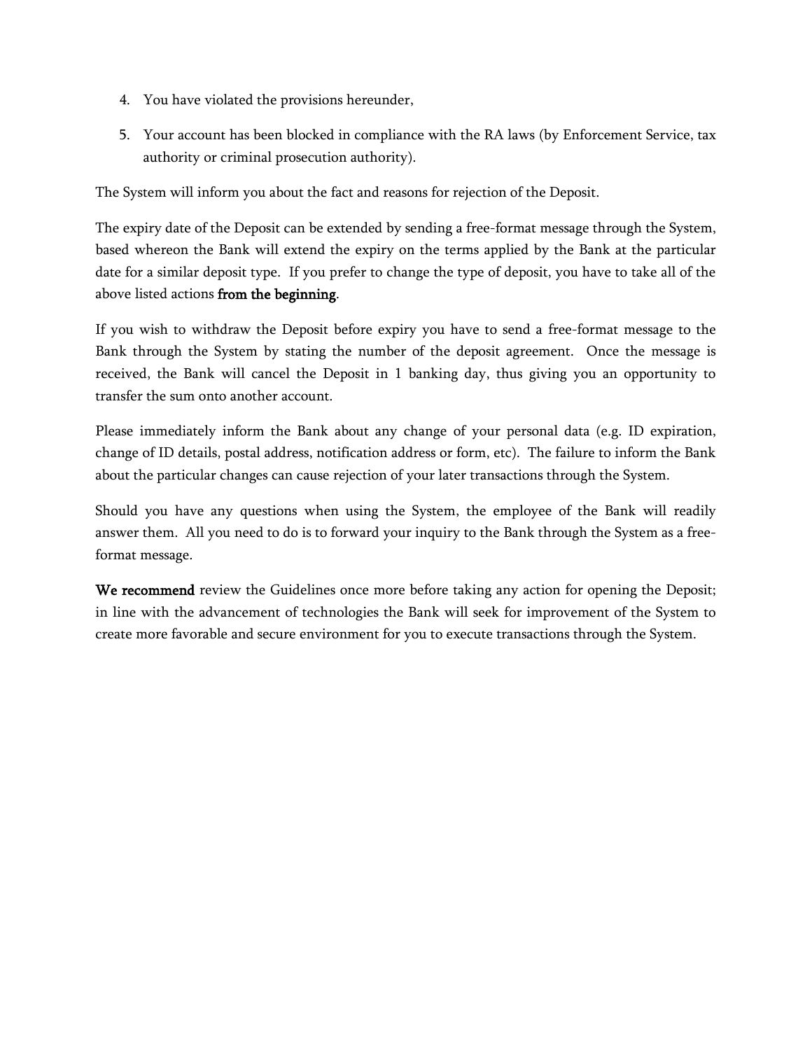4. You have violated the provisions hereunder,
5. Your account has been blocked in compliance with the RA laws (by Enforcement Service, tax authority or criminal prosecution authority).

The System will inform you about the fact and reasons for rejection of the Deposit.

The expiry date of the Deposit can be extended by sending a free-format message through the System, based whereon the Bank will extend the expiry on the terms applied by the Bank at the particular date for a similar deposit type. If you prefer to change the type of deposit, you have to take all of the above listed actions **from the beginning**.

If you wish to withdraw the Deposit before expiry you have to send a free-format message to the Bank through the System by stating the number of the deposit agreement. Once the message is received, the Bank will cancel the Deposit in 1 banking day, thus giving you an opportunity to transfer the sum onto another account.

Please immediately inform the Bank about any change of your personal data (e.g. ID expiration, change of ID details, postal address, notification address or form, etc). The failure to inform the Bank about the particular changes can cause rejection of your later transactions through the System.

Should you have any questions when using the System, the employee of the Bank will readily answer them. All you need to do is to forward your inquiry to the Bank through the System as a free-format message.

**We recommend** review the Guidelines once more before taking any action for opening the Deposit; in line with the advancement of technologies the Bank will seek for improvement of the System to create more favorable and secure environment for you to execute transactions through the System.